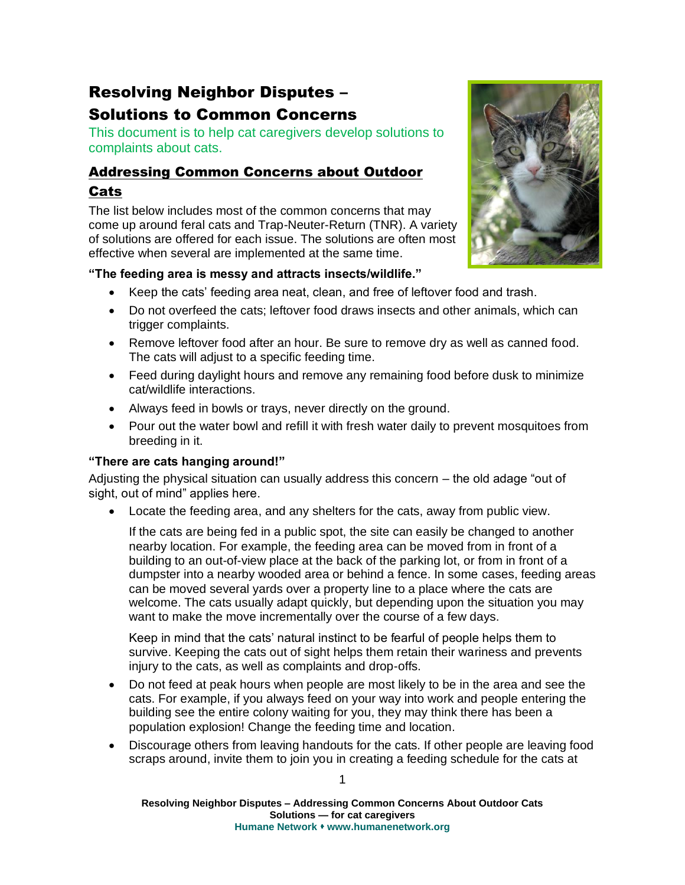# Resolving Neighbor Disputes – Solutions to Common Concerns

This document is to help cat caregivers develop solutions to complaints about cats.

## Addressing Common Concerns about Outdoor Cats

The list below includes most of the common concerns that may come up around feral cats and Trap-Neuter-Return (TNR). A variety of solutions are offered for each issue. The solutions are often most effective when several are implemented at the same time.

**"The feeding area is messy and attracts insects/wildlife."**

- Keep the cats' feeding area neat, clean, and free of leftover food and trash.
- Do not overfeed the cats; leftover food draws insects and other animals, which can trigger complaints.
- Remove leftover food after an hour. Be sure to remove dry as well as canned food. The cats will adjust to a specific feeding time.
- Feed during daylight hours and remove any remaining food before dusk to minimize cat/wildlife interactions.
- Always feed in bowls or trays, never directly on the ground.
- Pour out the water bowl and refill it with fresh water daily to prevent mosquitoes from breeding in it.

**"There are cats hanging around!"**

Adjusting the physical situation can usually address this concern – the old adage "out of sight, out of mind" applies here.

- Locate the feeding area, and any shelters for the cats, away from public view.

  If the cats are being fed in a public spot, the site can easily be changed to another nearby location. For example, the feeding area can be moved from in front of a building to an out-of-view place at the back of the parking lot, or from in front of a dumpster into a nearby wooded area or behind a fence. In some cases, feeding areas can be moved several yards over a property line to a place where the cats are welcome. The cats usually adapt quickly, but depending upon the situation you may want to make the move incrementally over the course of a few days.

  Keep in mind that the cats' natural instinct to be fearful of people helps them to survive. Keeping the cats out of sight helps them retain their wariness and prevents injury to the cats, as well as complaints and drop-offs.

- Do not feed at peak hours when people are most likely to be in the area and see the cats. For example, if you always feed on your way into work and people entering the building see the entire colony waiting for you, they may think there has been a population explosion! Change the feeding time and location.
- Discourage others from leaving handouts for the cats. If other people are leaving food scraps around, invite them to join you in creating a feeding schedule for the cats at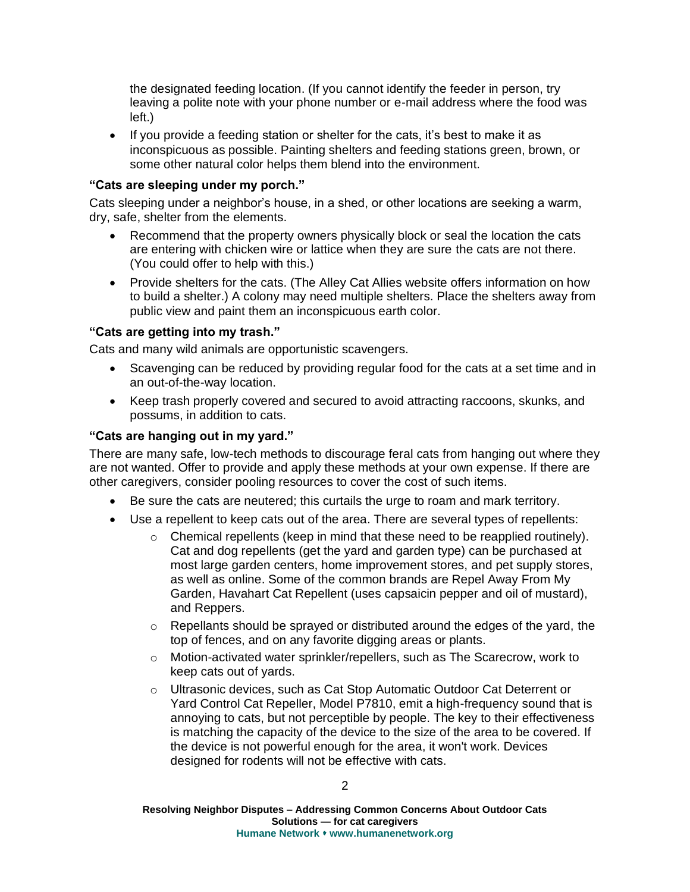the designated feeding location. (If you cannot identify the feeder in person, try leaving a polite note with your phone number or e-mail address where the food was left.)

- If you provide a feeding station or shelter for the cats, it's best to make it as inconspicuous as possible. Painting shelters and feeding stations green, brown, or some other natural color helps them blend into the environment.

**"Cats are sleeping under my porch."**

Cats sleeping under a neighbor's house, in a shed, or other locations are seeking a warm, dry, safe, shelter from the elements.

- Recommend that the property owners physically block or seal the location the cats are entering with chicken wire or lattice when they are sure the cats are not there. (You could offer to help with this.)
- Provide shelters for the cats. (The Alley Cat Allies website offers information on how to build a shelter.) A colony may need multiple shelters. Place the shelters away from public view and paint them an inconspicuous earth color.

**"Cats are getting into my trash."**

Cats and many wild animals are opportunistic scavengers.

- Scavenging can be reduced by providing regular food for the cats at a set time and in an out-of-the-way location.
- Keep trash properly covered and secured to avoid attracting raccoons, skunks, and possums, in addition to cats.

**"Cats are hanging out in my yard."**

There are many safe, low-tech methods to discourage feral cats from hanging out where they are not wanted. Offer to provide and apply these methods at your own expense. If there are other caregivers, consider pooling resources to cover the cost of such items.

- Be sure the cats are neutered; this curtails the urge to roam and mark territory.
- Use a repellent to keep cats out of the area. There are several types of repellents:
    - Chemical repellents (keep in mind that these need to be reapplied routinely). Cat and dog repellents (get the yard and garden type) can be purchased at most large garden centers, home improvement stores, and pet supply stores, as well as online. Some of the common brands are Repel Away From My Garden, Havahart Cat Repellent (uses capsaicin pepper and oil of mustard), and Reppers.
    - Repellants should be sprayed or distributed around the edges of the yard, the top of fences, and on any favorite digging areas or plants.
    - Motion-activated water sprinkler/repellers, such as The Scarecrow, work to keep cats out of yards.
    - Ultrasonic devices, such as Cat Stop Automatic Outdoor Cat Deterrent or Yard Control Cat Repeller, Model P7810, emit a high-frequency sound that is annoying to cats, but not perceptible by people. The key to their effectiveness is matching the capacity of the device to the size of the area to be covered. If the device is not powerful enough for the area, it won't work. Devices designed for rodents will not be effective with cats.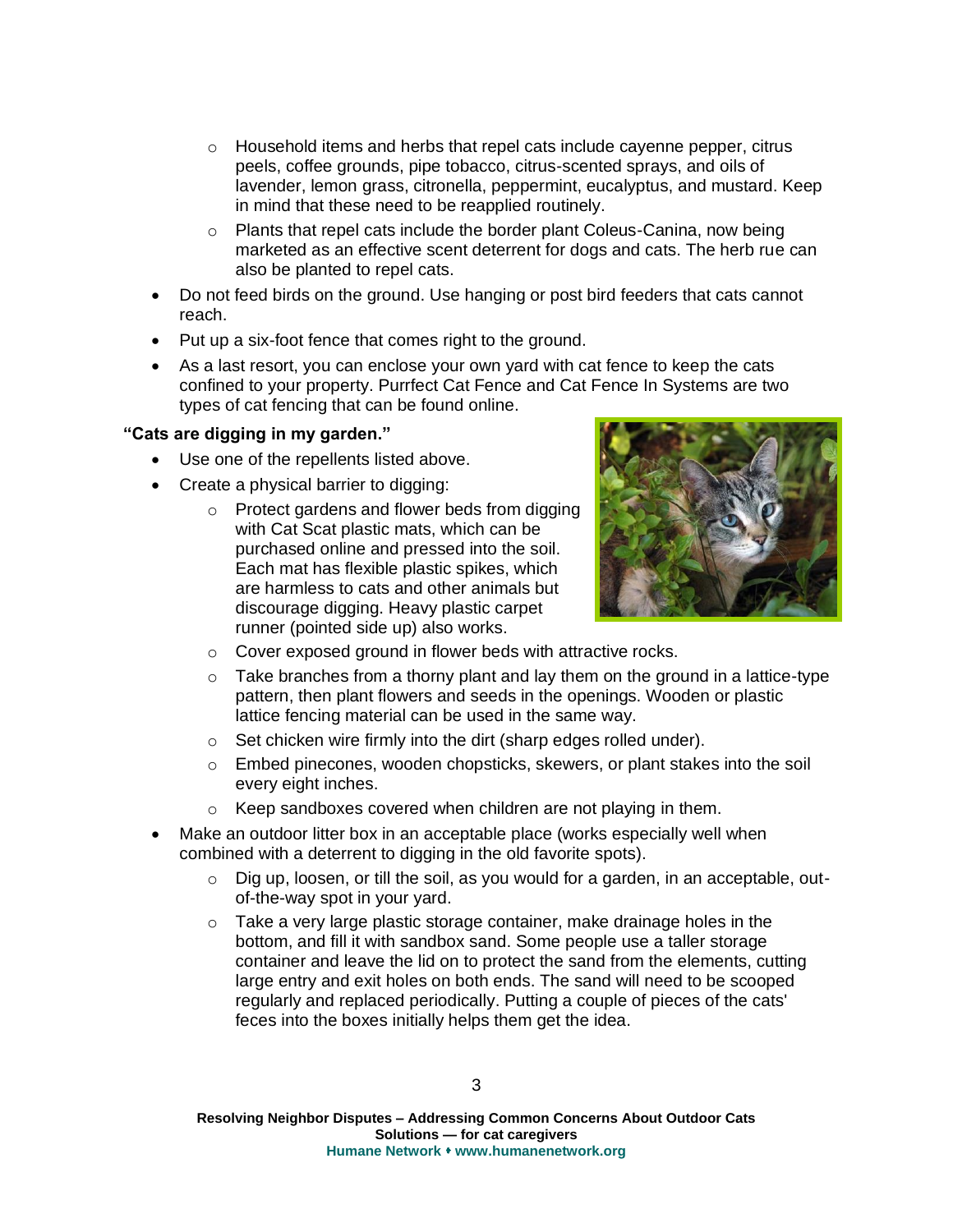- Household items and herbs that repel cats include cayenne pepper, citrus peels, coffee grounds, pipe tobacco, citrus-scented sprays, and oils of lavender, lemon grass, citronella, peppermint, eucalyptus, and mustard. Keep in mind that these need to be reapplied routinely.
   - Plants that repel cats include the border plant Coleus-Canina, now being marketed as an effective scent deterrent for dogs and cats. The herb rue can also be planted to repel cats.
- Do not feed birds on the ground. Use hanging or post bird feeders that cats cannot reach.
- Put up a six-foot fence that comes right to the ground.
- As a last resort, you can enclose your own yard with cat fence to keep the cats confined to your property. Purrfect Cat Fence and Cat Fence In Systems are two types of cat fencing that can be found online.

**"Cats are digging in my garden."**

- Use one of the repellents listed above.
- Create a physical barrier to digging:
   - Protect gardens and flower beds from digging with Cat Scat plastic mats, which can be purchased online and pressed into the soil. Each mat has flexible plastic spikes, which are harmless to cats and other animals but discourage digging. Heavy plastic carpet runner (pointed side up) also works.
   - Cover exposed ground in flower beds with attractive rocks.
   - Take branches from a thorny plant and lay them on the ground in a lattice-type pattern, then plant flowers and seeds in the openings. Wooden or plastic lattice fencing material can be used in the same way.
   - Set chicken wire firmly into the dirt (sharp edges rolled under).
   - Embed pinecones, wooden chopsticks, skewers, or plant stakes into the soil every eight inches.
   - Keep sandboxes covered when children are not playing in them.
- Make an outdoor litter box in an acceptable place (works especially well when combined with a deterrent to digging in the old favorite spots).
   - Dig up, loosen, or till the soil, as you would for a garden, in an acceptable, out-of-the-way spot in your yard.
   - Take a very large plastic storage container, make drainage holes in the bottom, and fill it with sandbox sand. Some people use a taller storage container and leave the lid on to protect the sand from the elements, cutting large entry and exit holes on both ends. The sand will need to be scooped regularly and replaced periodically. Putting a couple of pieces of the cats' feces into the boxes initially helps them get the idea.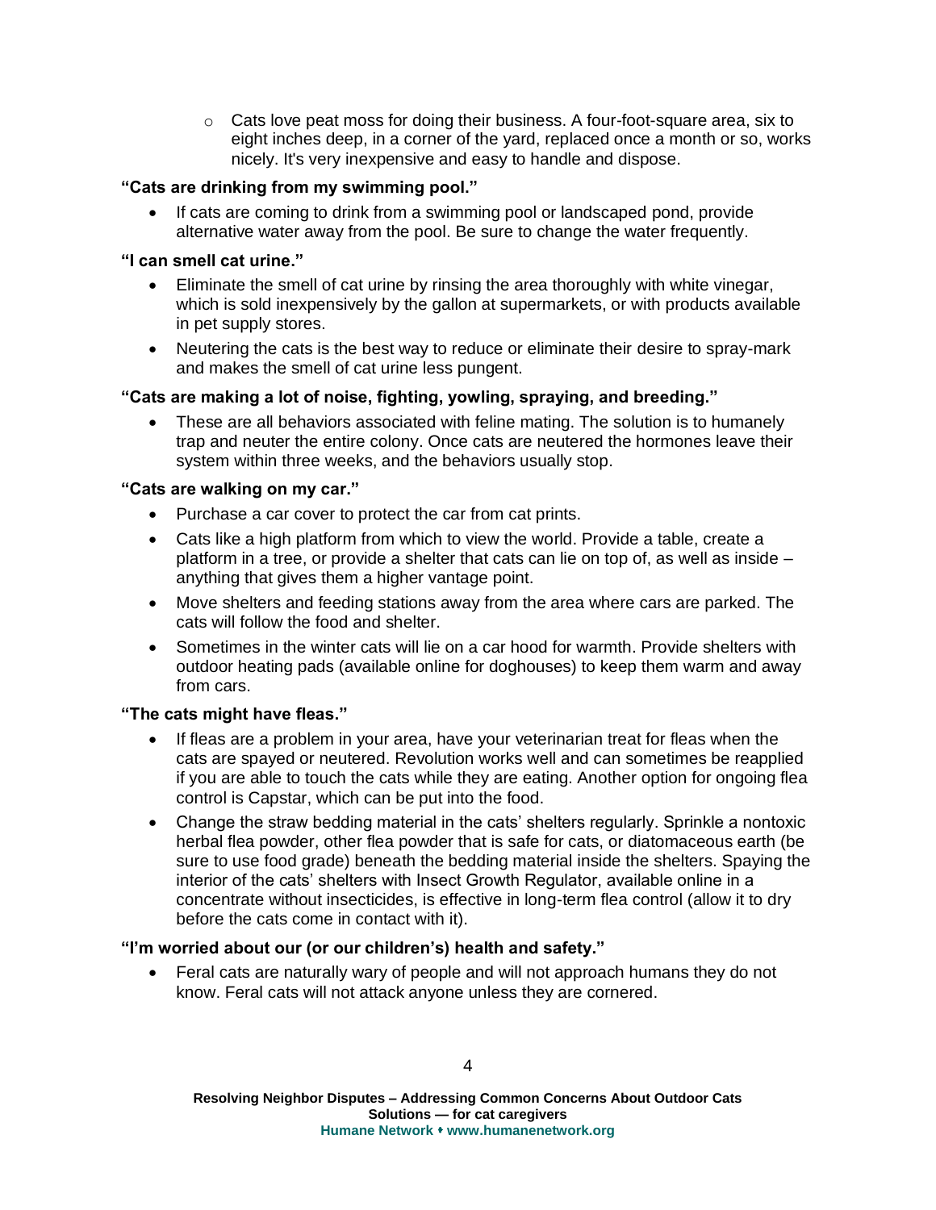- Cats love peat moss for doing their business. A four-foot-square area, six to eight inches deep, in a corner of the yard, replaced once a month or so, works nicely. It's very inexpensive and easy to handle and dispose.

**"Cats are drinking from my swimming pool."**

- If cats are coming to drink from a swimming pool or landscaped pond, provide alternative water away from the pool. Be sure to change the water frequently.

**"I can smell cat urine."**

- Eliminate the smell of cat urine by rinsing the area thoroughly with white vinegar, which is sold inexpensively by the gallon at supermarkets, or with products available in pet supply stores.
- Neutering the cats is the best way to reduce or eliminate their desire to spray-mark and makes the smell of cat urine less pungent.

**"Cats are making a lot of noise, fighting, yowling, spraying, and breeding."**

- These are all behaviors associated with feline mating. The solution is to humanely trap and neuter the entire colony. Once cats are neutered the hormones leave their system within three weeks, and the behaviors usually stop.

**"Cats are walking on my car."**

- Purchase a car cover to protect the car from cat prints.
- Cats like a high platform from which to view the world. Provide a table, create a platform in a tree, or provide a shelter that cats can lie on top of, as well as inside – anything that gives them a higher vantage point.
- Move shelters and feeding stations away from the area where cars are parked. The cats will follow the food and shelter.
- Sometimes in the winter cats will lie on a car hood for warmth. Provide shelters with outdoor heating pads (available online for doghouses) to keep them warm and away from cars.

**"The cats might have fleas."**

- If fleas are a problem in your area, have your veterinarian treat for fleas when the cats are spayed or neutered. Revolution works well and can sometimes be reapplied if you are able to touch the cats while they are eating. Another option for ongoing flea control is Capstar, which can be put into the food.
- Change the straw bedding material in the cats' shelters regularly. Sprinkle a nontoxic herbal flea powder, other flea powder that is safe for cats, or diatomaceous earth (be sure to use food grade) beneath the bedding material inside the shelters. Spaying the interior of the cats' shelters with Insect Growth Regulator, available online in a concentrate without insecticides, is effective in long-term flea control (allow it to dry before the cats come in contact with it).

**"I'm worried about our (or our children's) health and safety."**

- Feral cats are naturally wary of people and will not approach humans they do not know. Feral cats will not attack anyone unless they are cornered.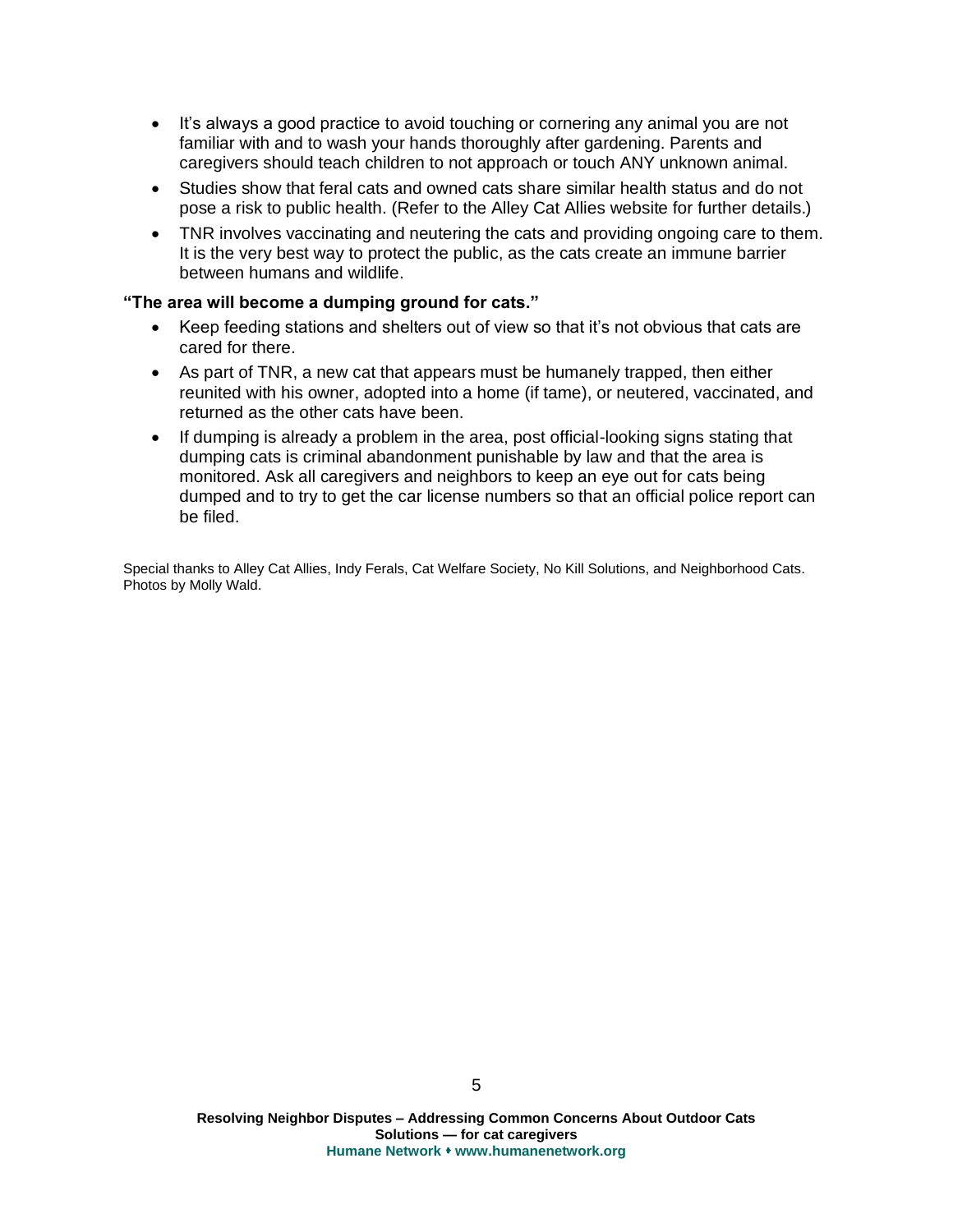- It's always a good practice to avoid touching or cornering any animal you are not familiar with and to wash your hands thoroughly after gardening. Parents and caregivers should teach children to not approach or touch ANY unknown animal.
- Studies show that feral cats and owned cats share similar health status and do not pose a risk to public health. (Refer to the Alley Cat Allies website for further details.)
- TNR involves vaccinating and neutering the cats and providing ongoing care to them. It is the very best way to protect the public, as the cats create an immune barrier between humans and wildlife.

**"The area will become a dumping ground for cats."**

- Keep feeding stations and shelters out of view so that it's not obvious that cats are cared for there.
- As part of TNR, a new cat that appears must be humanely trapped, then either reunited with his owner, adopted into a home (if tame), or neutered, vaccinated, and returned as the other cats have been.
- If dumping is already a problem in the area, post official-looking signs stating that dumping cats is criminal abandonment punishable by law and that the area is monitored. Ask all caregivers and neighbors to keep an eye out for cats being dumped and to try to get the car license numbers so that an official police report can be filed.

Special thanks to Alley Cat Allies, Indy Ferals, Cat Welfare Society, No Kill Solutions, and Neighborhood Cats. Photos by Molly Wald.